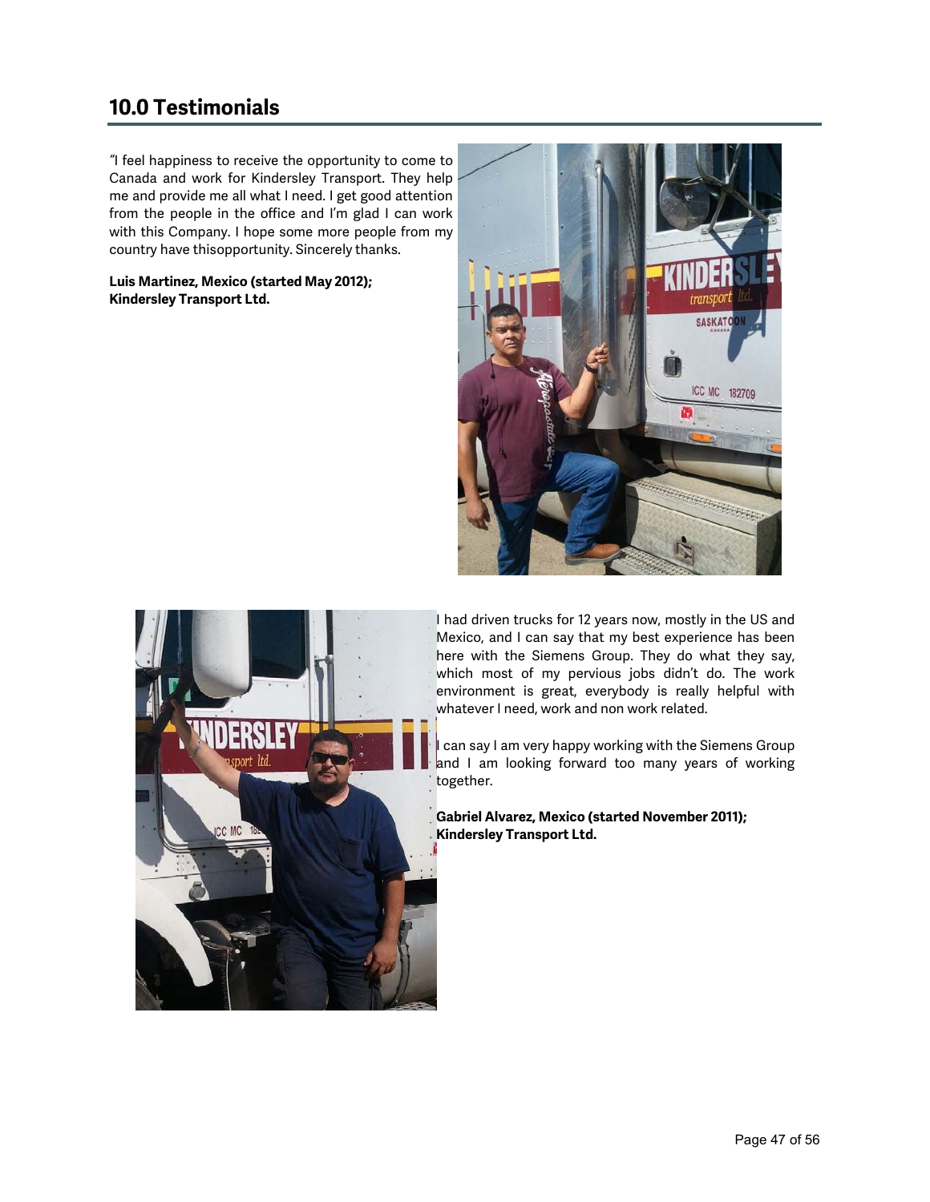## 10.0 Testimonials

"I feel happiness to receive the opportunity to come to Canada and work for Kindersley Transport. They help me and provide me all what I need. I get good attention from the people in the office and I'm glad I can work with this Company. I hope some more people from my country have thisopportunity. Sincerely thanks.

**Luis Martinez, Mexico (started May 2012); Kindersley Transport Ltd.**

I had driven trucks for 12 years now, mostly in the US and Mexico, and I can say that my best experience has been here with the Siemens Group. They do what they say, which most of my pervious jobs didn't do. The work environment is great, everybody is really helpful with whatever I need, work and non work related.

I can say I am very happy working with the Siemens Group and I am looking forward too many years of working together.

**Gabriel Alvarez, Mexico (started November 2011); Kindersley Transport Ltd.**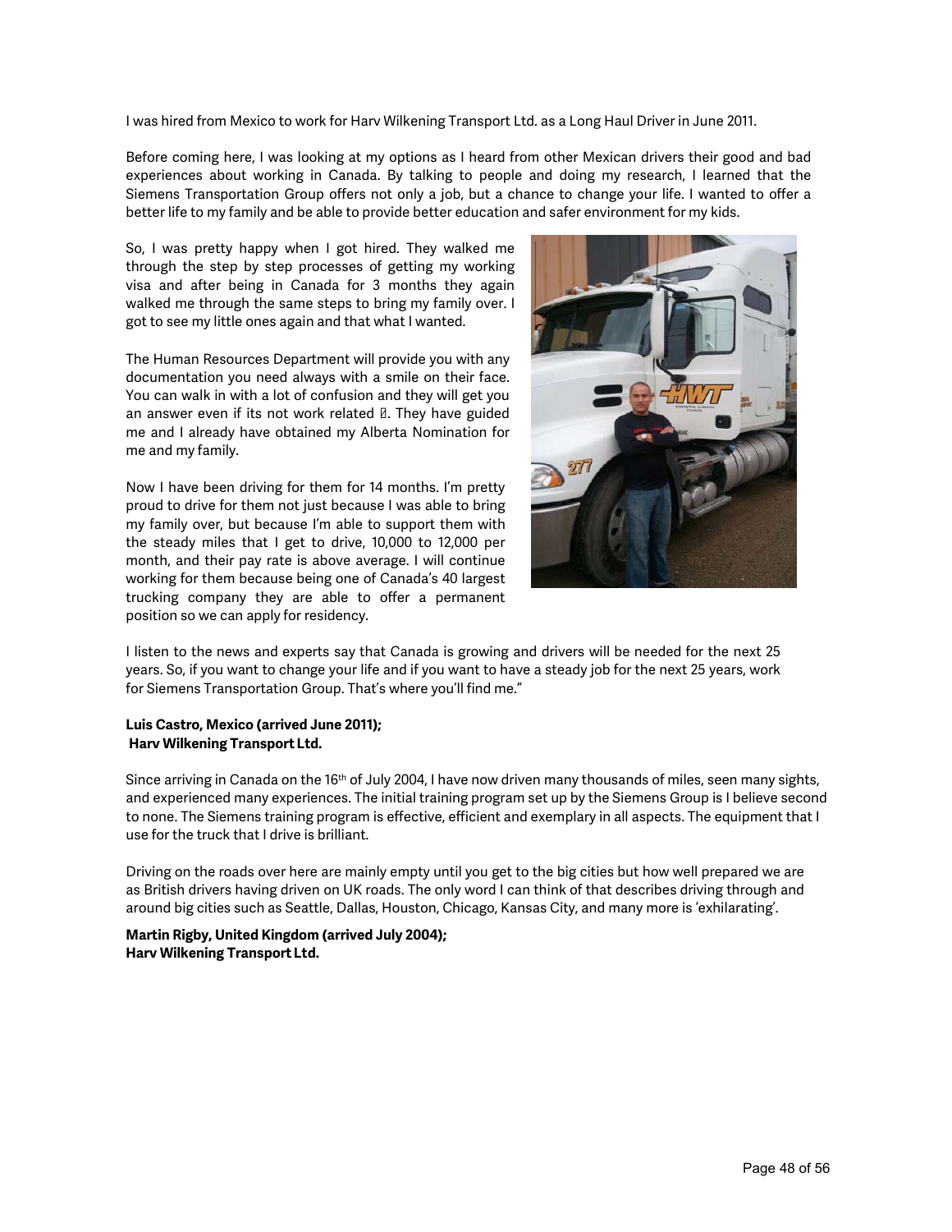I was hired from Mexico to work for Harv Wilkening Transport Ltd. as a Long Haul Driver in June 2011.

Before coming here, I was looking at my options as I heard from other Mexican drivers their good and bad experiences about working in Canada. By talking to people and doing my research, I learned that the Siemens Transportation Group offers not only a job, but a chance to change your life. I wanted to offer a better life to my family and be able to provide better education and safer environment for my kids.

So, I was pretty happy when I got hired. They walked me through the step by step processes of getting my working visa and after being in Canada for 3 months they again walked me through the same steps to bring my family over. I got to see my little ones again and that what I wanted.

The Human Resources Department will provide you with any documentation you need always with a smile on their face. You can walk in with a lot of confusion and they will get you an answer even if its not work related . They have guided me and I already have obtained my Alberta Nomination for me and my family.

Now I have been driving for them for 14 months. I'm pretty proud to drive for them not just because I was able to bring my family over, but because I'm able to support them with the steady miles that I get to drive, 10,000 to 12,000 per month, and their pay rate is above average. I will continue working for them because being one of Canada's 40 largest trucking company they are able to offer a permanent position so we can apply for residency.

I listen to the news and experts say that Canada is growing and drivers will be needed for the next 25 years. So, if you want to change your life and if you want to have a steady job for the next 25 years, work for Siemens Transportation Group. That's where you'll find me."

**Luis Castro, Mexico (arrived June 2011);**
**Harv Wilkening Transport Ltd.**

Since arriving in Canada on the 16th of July 2004, I have now driven many thousands of miles, seen many sights, and experienced many experiences. The initial training program set up by the Siemens Group is I believe second to none. The Siemens training program is effective, efficient and exemplary in all aspects. The equipment that I use for the truck that I drive is brilliant.

Driving on the roads over here are mainly empty until you get to the big cities but how well prepared we are as British drivers having driven on UK roads. The only word I can think of that describes driving through and around big cities such as Seattle, Dallas, Houston, Chicago, Kansas City, and many more is 'exhilarating'.

**Martin Rigby, United Kingdom (arrived July 2004);**
**Harv Wilkening Transport Ltd.**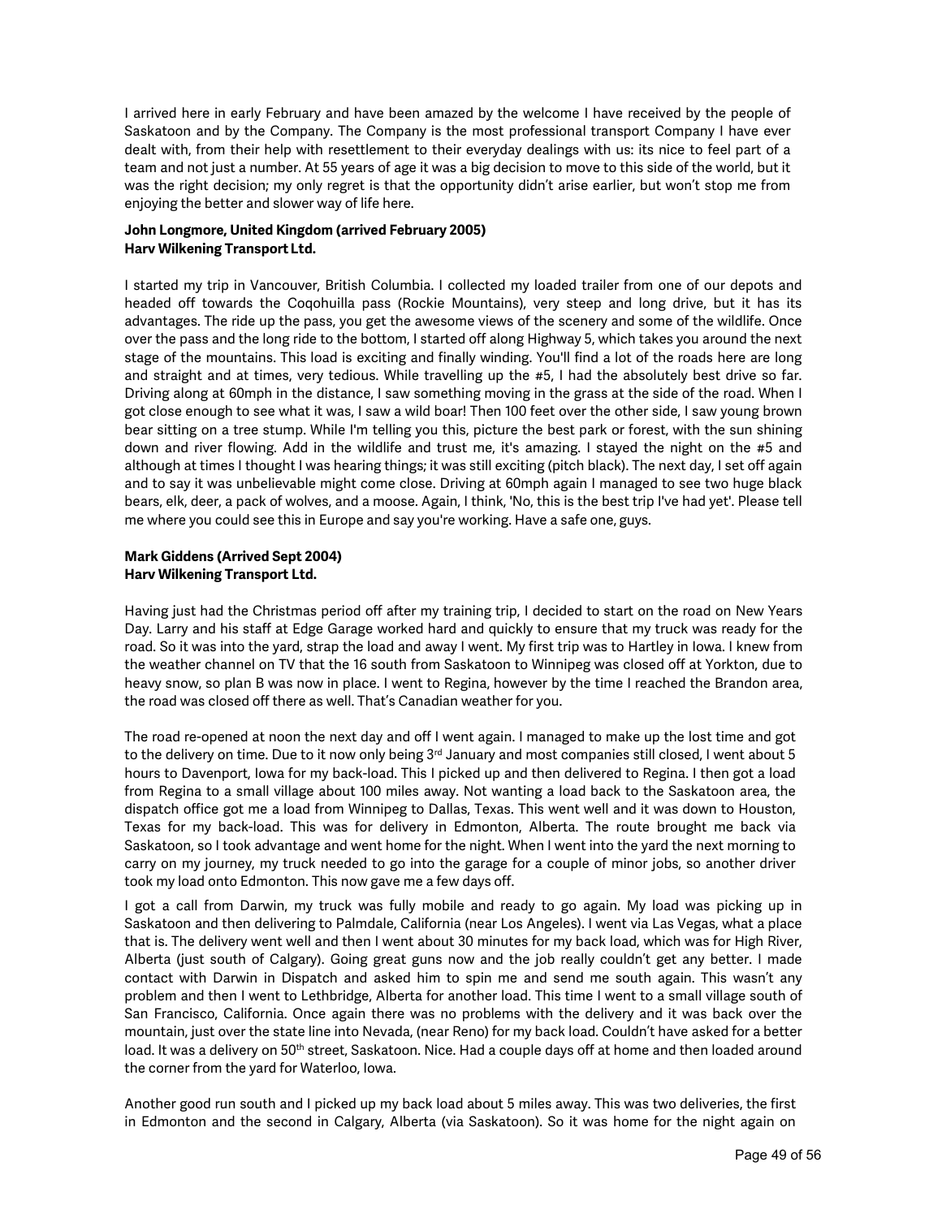I arrived here in early February and have been amazed by the welcome I have received by the people of Saskatoon and by the Company. The Company is the most professional transport Company I have ever dealt with, from their help with resettlement to their everyday dealings with us: its nice to feel part of a team and not just a number. At 55 years of age it was a big decision to move to this side of the world, but it was the right decision; my only regret is that the opportunity didn't arise earlier, but won't stop me from enjoying the better and slower way of life here.

**John Longmore, United Kingdom (arrived February 2005)**
**Harv Wilkening Transport Ltd.**

I started my trip in Vancouver, British Columbia. I collected my loaded trailer from one of our depots and headed off towards the Coqohuilla pass (Rockie Mountains), very steep and long drive, but it has its advantages. The ride up the pass, you get the awesome views of the scenery and some of the wildlife. Once over the pass and the long ride to the bottom, I started off along Highway 5, which takes you around the next stage of the mountains. This load is exciting and finally winding. You'll find a lot of the roads here are long and straight and at times, very tedious. While travelling up the #5, I had the absolutely best drive so far. Driving along at 60mph in the distance, I saw something moving in the grass at the side of the road. When I got close enough to see what it was, I saw a wild boar! Then 100 feet over the other side, I saw young brown bear sitting on a tree stump. While I'm telling you this, picture the best park or forest, with the sun shining down and river flowing. Add in the wildlife and trust me, it's amazing. I stayed the night on the #5 and although at times I thought I was hearing things; it was still exciting (pitch black). The next day, I set off again and to say it was unbelievable might come close. Driving at 60mph again I managed to see two huge black bears, elk, deer, a pack of wolves, and a moose. Again, I think, 'No, this is the best trip I've had yet'. Please tell me where you could see this in Europe and say you're working. Have a safe one, guys.

**Mark Giddens (Arrived Sept 2004)**
**Harv Wilkening Transport Ltd.**

Having just had the Christmas period off after my training trip, I decided to start on the road on New Years Day. Larry and his staff at Edge Garage worked hard and quickly to ensure that my truck was ready for the road. So it was into the yard, strap the load and away I went. My first trip was to Hartley in Iowa. I knew from the weather channel on TV that the 16 south from Saskatoon to Winnipeg was closed off at Yorkton, due to heavy snow, so plan B was now in place. I went to Regina, however by the time I reached the Brandon area, the road was closed off there as well. That's Canadian weather for you.

The road re-opened at noon the next day and off I went again. I managed to make up the lost time and got to the delivery on time. Due to it now only being 3rd January and most companies still closed, I went about 5 hours to Davenport, Iowa for my back-load. This I picked up and then delivered to Regina. I then got a load from Regina to a small village about 100 miles away. Not wanting a load back to the Saskatoon area, the dispatch office got me a load from Winnipeg to Dallas, Texas. This went well and it was down to Houston, Texas for my back-load. This was for delivery in Edmonton, Alberta. The route brought me back via Saskatoon, so I took advantage and went home for the night. When I went into the yard the next morning to carry on my journey, my truck needed to go into the garage for a couple of minor jobs, so another driver took my load onto Edmonton. This now gave me a few days off.

I got a call from Darwin, my truck was fully mobile and ready to go again. My load was picking up in Saskatoon and then delivering to Palmdale, California (near Los Angeles). I went via Las Vegas, what a place that is. The delivery went well and then I went about 30 minutes for my back load, which was for High River, Alberta (just south of Calgary). Going great guns now and the job really couldn't get any better. I made contact with Darwin in Dispatch and asked him to spin me and send me south again. This wasn't any problem and then I went to Lethbridge, Alberta for another load. This time I went to a small village south of San Francisco, California. Once again there was no problems with the delivery and it was back over the mountain, just over the state line into Nevada, (near Reno) for my back load. Couldn't have asked for a better load. It was a delivery on 50th street, Saskatoon. Nice. Had a couple days off at home and then loaded around the corner from the yard for Waterloo, Iowa.

Another good run south and I picked up my back load about 5 miles away. This was two deliveries, the first in Edmonton and the second in Calgary, Alberta (via Saskatoon). So it was home for the night again on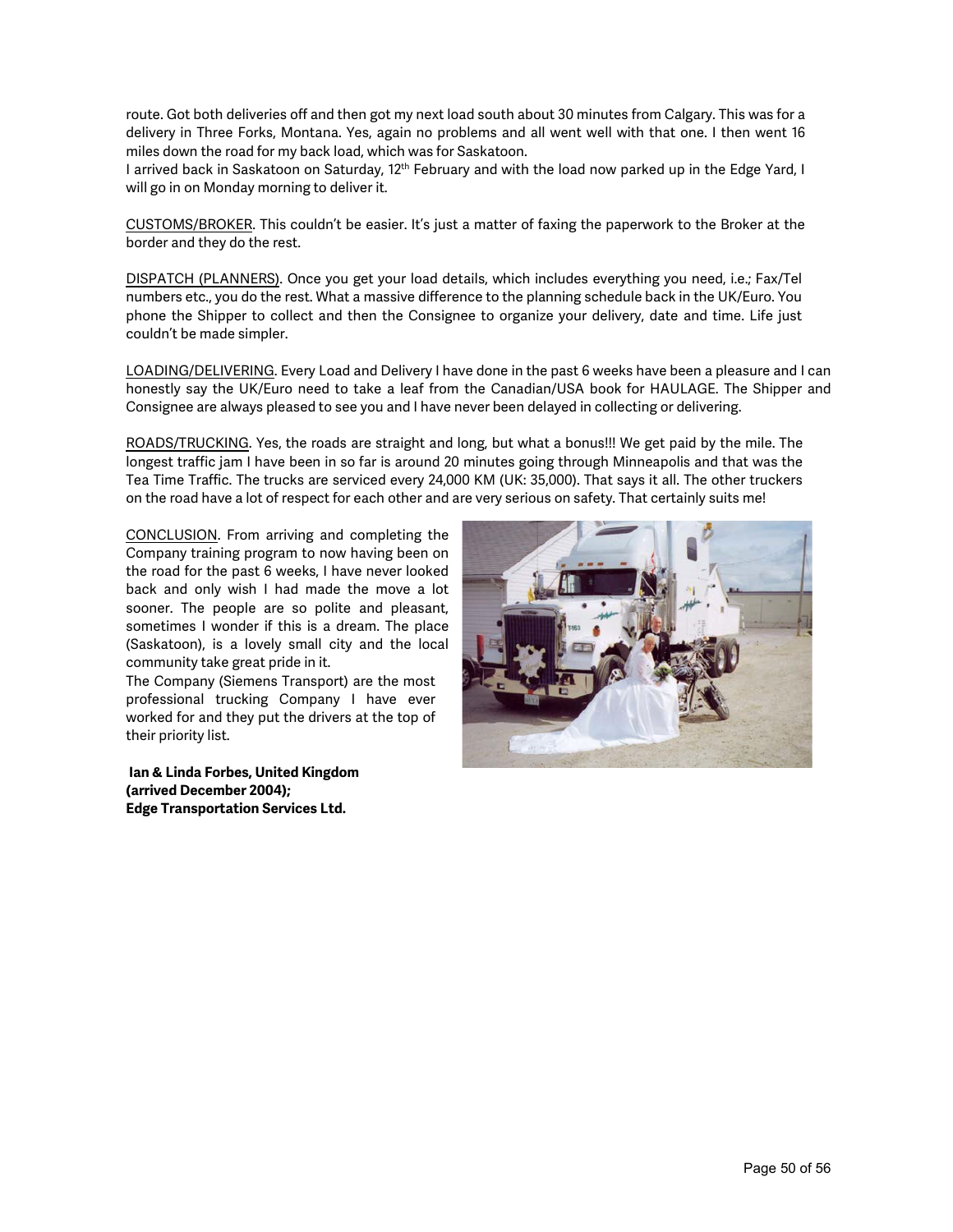route. Got both deliveries off and then got my next load south about 30 minutes from Calgary. This was for a delivery in Three Forks, Montana. Yes, again no problems and all went well with that one. I then went 16 miles down the road for my back load, which was for Saskatoon.

I arrived back in Saskatoon on Saturday, 12th February and with the load now parked up in the Edge Yard, I will go in on Monday morning to deliver it.

CUSTOMS/BROKER. This couldn't be easier. It's just a matter of faxing the paperwork to the Broker at the border and they do the rest.

DISPATCH (PLANNERS). Once you get your load details, which includes everything you need, i.e.; Fax/Tel numbers etc., you do the rest. What a massive difference to the planning schedule back in the UK/Euro. You phone the Shipper to collect and then the Consignee to organize your delivery, date and time. Life just couldn't be made simpler.

LOADING/DELIVERING. Every Load and Delivery I have done in the past 6 weeks have been a pleasure and I can honestly say the UK/Euro need to take a leaf from the Canadian/USA book for HAULAGE. The Shipper and Consignee are always pleased to see you and I have never been delayed in collecting or delivering.

ROADS/TRUCKING. Yes, the roads are straight and long, but what a bonus!!! We get paid by the mile. The longest traffic jam I have been in so far is around 20 minutes going through Minneapolis and that was the Tea Time Traffic. The trucks are serviced every 24,000 KM (UK: 35,000). That says it all. The other truckers on the road have a lot of respect for each other and are very serious on safety. That certainly suits me!

CONCLUSION. From arriving and completing the Company training program to now having been on the road for the past 6 weeks, I have never looked back and only wish I had made the move a lot sooner. The people are so polite and pleasant, sometimes I wonder if this is a dream. The place (Saskatoon), is a lovely small city and the local community take great pride in it.

The Company (Siemens Transport) are the most professional trucking Company I have ever worked for and they put the drivers at the top of their priority list.

**Ian & Linda Forbes, United Kingdom (arrived December 2004); Edge Transportation Services Ltd.**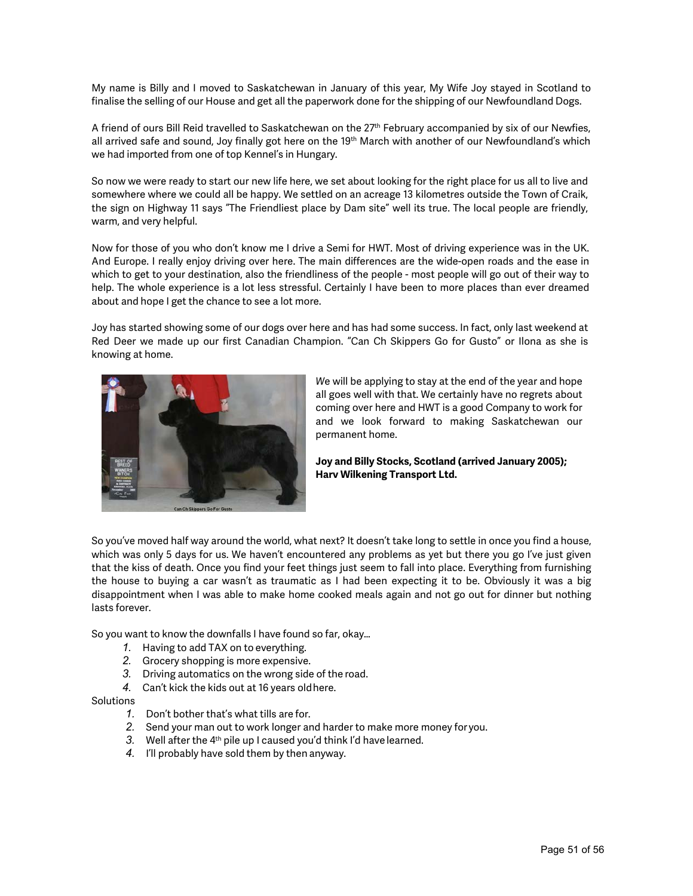My name is Billy and I moved to Saskatchewan in January of this year, My Wife Joy stayed in Scotland to finalise the selling of our House and get all the paperwork done for the shipping of our Newfoundland Dogs.

A friend of ours Bill Reid travelled to Saskatchewan on the 27th February accompanied by six of our Newfies, all arrived safe and sound, Joy finally got here on the 19th March with another of our Newfoundland's which we had imported from one of top Kennel's in Hungary.

So now we were ready to start our new life here, we set about looking for the right place for us all to live and somewhere where we could all be happy. We settled on an acreage 13 kilometres outside the Town of Craik, the sign on Highway 11 says "The Friendliest place by Dam site" well its true. The local people are friendly, warm, and very helpful.

Now for those of you who don't know me I drive a Semi for HWT. Most of driving experience was in the UK. And Europe. I really enjoy driving over here. The main differences are the wide-open roads and the ease in which to get to your destination, also the friendliness of the people - most people will go out of their way to help. The whole experience is a lot less stressful. Certainly I have been to more places than ever dreamed about and hope I get the chance to see a lot more.

Joy has started showing some of our dogs over here and has had some success. In fact, only last weekend at Red Deer we made up our first Canadian Champion. "Can Ch Skippers Go for Gusto" or Ilona as she is knowing at home.

Can Ch Skippers Go For Gusto

We will be applying to stay at the end of the year and hope all goes well with that. We certainly have no regrets about coming over here and HWT is a good Company to work for and we look forward to making Saskatchewan our permanent home.

**Joy and Billy Stocks, Scotland (arrived January 2005); Harv Wilkening Transport Ltd.**

So you've moved half way around the world, what next? It doesn't take long to settle in once you find a house, which was only 5 days for us. We haven't encountered any problems as yet but there you go I've just given that the kiss of death. Once you find your feet things just seem to fall into place. Everything from furnishing the house to buying a car wasn't as traumatic as I had been expecting it to be. Obviously it was a big disappointment when I was able to make home cooked meals again and not go out for dinner but nothing lasts forever.

So you want to know the downfalls I have found so far, okay...

1. Having to add TAX on to everything.
2. Grocery shopping is more expensive.
3. Driving automatics on the wrong side of the road.
4. Can't kick the kids out at 16 years old here.

Solutions

1. Don't bother that's what tills are for.
2. Send your man out to work longer and harder to make more money for you.
3. Well after the 4th pile up I caused you'd think I'd have learned.
4. I'll probably have sold them by then anyway.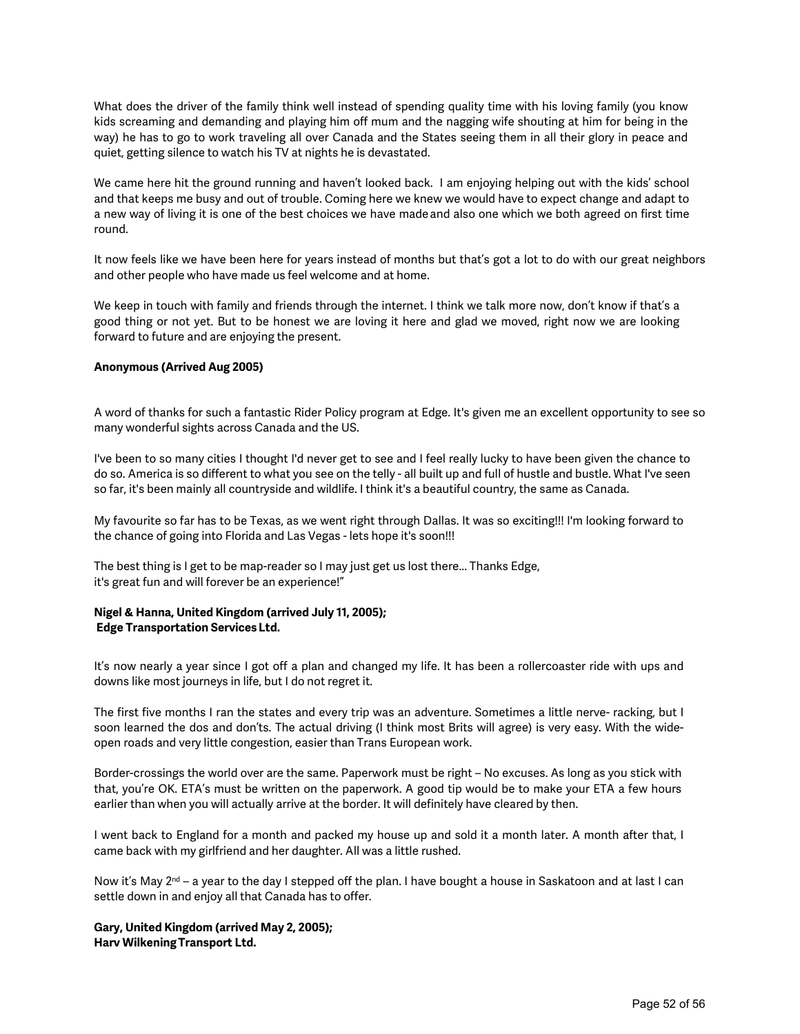What does the driver of the family think well instead of spending quality time with his loving family (you know kids screaming and demanding and playing him off mum and the nagging wife shouting at him for being in the way) he has to go to work traveling all over Canada and the States seeing them in all their glory in peace and quiet, getting silence to watch his TV at nights he is devastated.

We came here hit the ground running and haven't looked back. I am enjoying helping out with the kids' school and that keeps me busy and out of trouble. Coming here we knew we would have to expect change and adapt to a new way of living it is one of the best choices we have made and also one which we both agreed on first time round.

It now feels like we have been here for years instead of months but that's got a lot to do with our great neighbors and other people who have made us feel welcome and at home.

We keep in touch with family and friends through the internet. I think we talk more now, don't know if that's a good thing or not yet. But to be honest we are loving it here and glad we moved, right now we are looking forward to future and are enjoying the present.

**Anonymous (Arrived Aug 2005)**

A word of thanks for such a fantastic Rider Policy program at Edge. It's given me an excellent opportunity to see so many wonderful sights across Canada and the US.

I've been to so many cities I thought I'd never get to see and I feel really lucky to have been given the chance to do so. America is so different to what you see on the telly - all built up and full of hustle and bustle. What I've seen so far, it's been mainly all countryside and wildlife. I think it's a beautiful country, the same as Canada.

My favourite so far has to be Texas, as we went right through Dallas. It was so exciting!!! I'm looking forward to the chance of going into Florida and Las Vegas - lets hope it's soon!!!

The best thing is I get to be map-reader so I may just get us lost there... Thanks Edge, it's great fun and will forever be an experience!"

**Nigel & Hanna, United Kingdom (arrived July 11, 2005);**
**Edge Transportation Services Ltd.**

It's now nearly a year since I got off a plan and changed my life. It has been a rollercoaster ride with ups and downs like most journeys in life, but I do not regret it.

The first five months I ran the states and every trip was an adventure. Sometimes a little nerve- racking, but I soon learned the dos and don'ts. The actual driving (I think most Brits will agree) is very easy. With the wide-open roads and very little congestion, easier than Trans European work.

Border-crossings the world over are the same. Paperwork must be right – No excuses. As long as you stick with that, you're OK. ETA's must be written on the paperwork. A good tip would be to make your ETA a few hours earlier than when you will actually arrive at the border. It will definitely have cleared by then.

I went back to England for a month and packed my house up and sold it a month later. A month after that, I came back with my girlfriend and her daughter. All was a little rushed.

Now it's May 2nd – a year to the day I stepped off the plan. I have bought a house in Saskatoon and at last I can settle down in and enjoy all that Canada has to offer.

**Gary, United Kingdom (arrived May 2, 2005);**
**Harv Wilkening Transport Ltd.**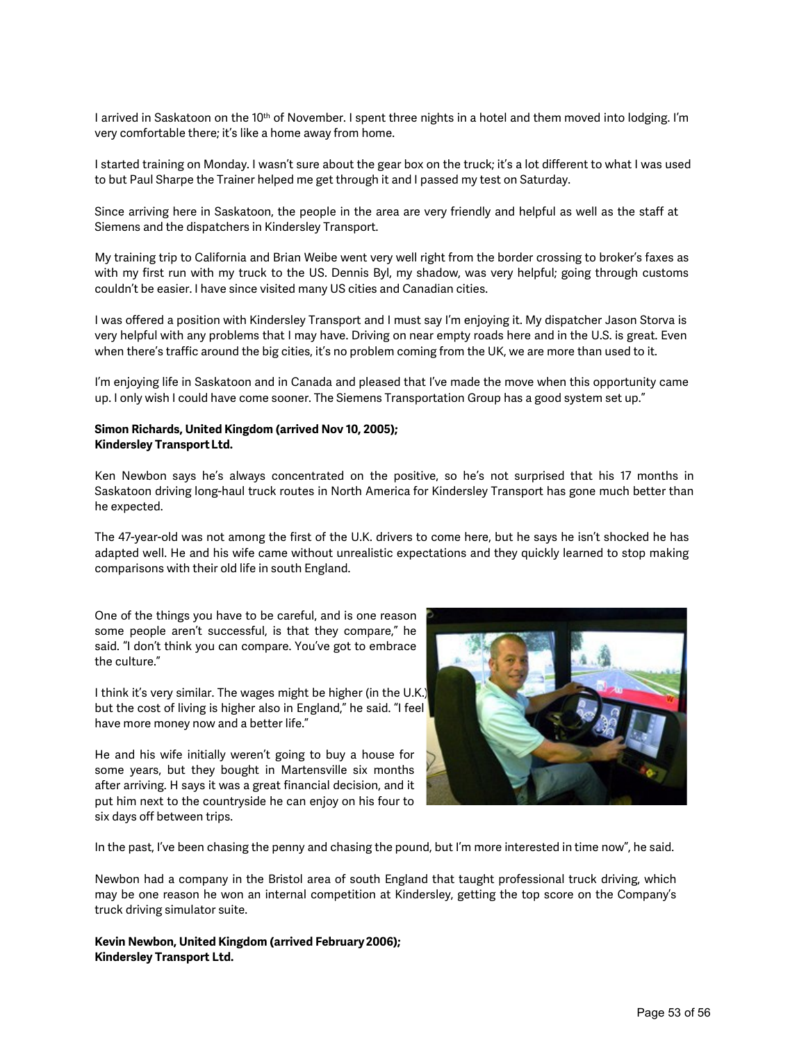I arrived in Saskatoon on the 10th of November. I spent three nights in a hotel and them moved into lodging. I'm very comfortable there; it's like a home away from home.

I started training on Monday. I wasn't sure about the gear box on the truck; it's a lot different to what I was used to but Paul Sharpe the Trainer helped me get through it and I passed my test on Saturday.

Since arriving here in Saskatoon, the people in the area are very friendly and helpful as well as the staff at Siemens and the dispatchers in Kindersley Transport.

My training trip to California and Brian Weibe went very well right from the border crossing to broker's faxes as with my first run with my truck to the US. Dennis Byl, my shadow, was very helpful; going through customs couldn't be easier. I have since visited many US cities and Canadian cities.

I was offered a position with Kindersley Transport and I must say I'm enjoying it. My dispatcher Jason Storva is very helpful with any problems that I may have. Driving on near empty roads here and in the U.S. is great. Even when there's traffic around the big cities, it's no problem coming from the UK, we are more than used to it.

I'm enjoying life in Saskatoon and in Canada and pleased that I've made the move when this opportunity came up. I only wish I could have come sooner. The Siemens Transportation Group has a good system set up."

**Simon Richards, United Kingdom (arrived Nov 10, 2005);**
**Kindersley Transport Ltd.**

Ken Newbon says he's always concentrated on the positive, so he's not surprised that his 17 months in Saskatoon driving long-haul truck routes in North America for Kindersley Transport has gone much better than he expected.

The 47-year-old was not among the first of the U.K. drivers to come here, but he says he isn't shocked he has adapted well. He and his wife came without unrealistic expectations and they quickly learned to stop making comparisons with their old life in south England.

One of the things you have to be careful, and is one reason some people aren't successful, is that they compare," he said. "I don't think you can compare. You've got to embrace the culture."

I think it's very similar. The wages might be higher (in the U.K.) but the cost of living is higher also in England," he said. "I feel have more money now and a better life."

He and his wife initially weren't going to buy a house for some years, but they bought in Martensville six months after arriving. H says it was a great financial decision, and it put him next to the countryside he can enjoy on his four to six days off between trips.

In the past, I've been chasing the penny and chasing the pound, but I'm more interested in time now", he said.

Newbon had a company in the Bristol area of south England that taught professional truck driving, which may be one reason he won an internal competition at Kindersley, getting the top score on the Company's truck driving simulator suite.

**Kevin Newbon, United Kingdom (arrived February 2006);**
**Kindersley Transport Ltd.**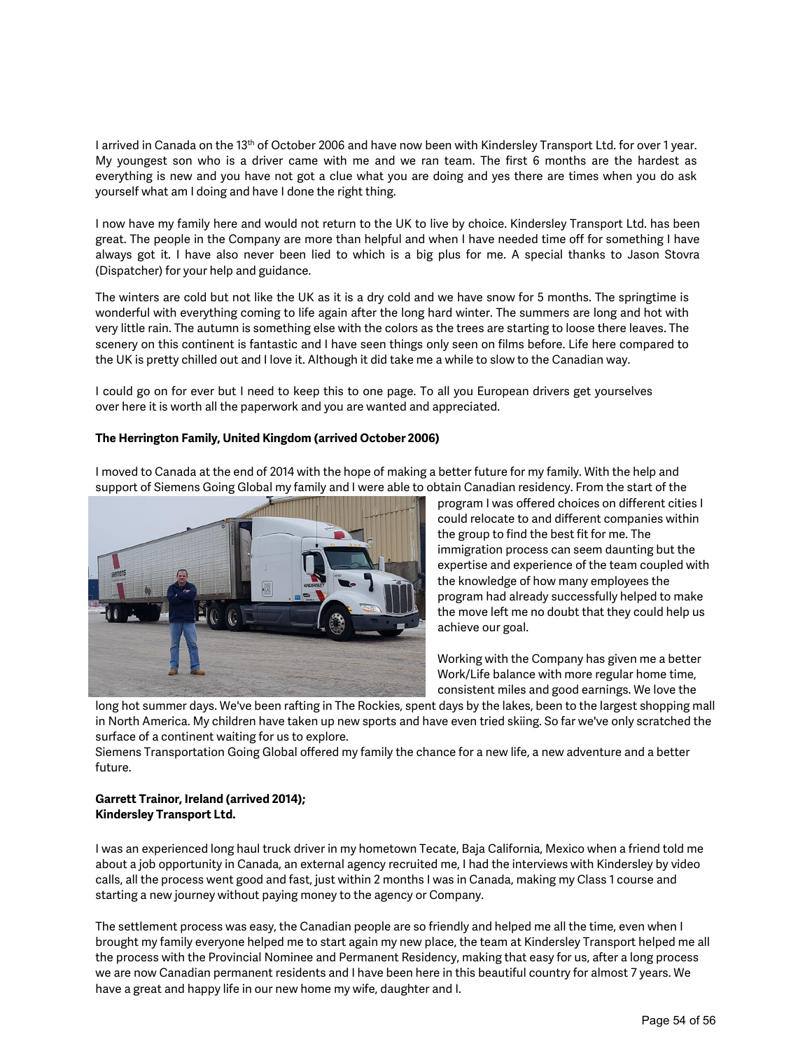I arrived in Canada on the 13th of October 2006 and have now been with Kindersley Transport Ltd. for over 1 year. My youngest son who is a driver came with me and we ran team. The first 6 months are the hardest as everything is new and you have not got a clue what you are doing and yes there are times when you do ask yourself what am I doing and have I done the right thing.

I now have my family here and would not return to the UK to live by choice. Kindersley Transport Ltd. has been great. The people in the Company are more than helpful and when I have needed time off for something I have always got it. I have also never been lied to which is a big plus for me. A special thanks to Jason Stovra (Dispatcher) for your help and guidance.

The winters are cold but not like the UK as it is a dry cold and we have snow for 5 months. The springtime is wonderful with everything coming to life again after the long hard winter. The summers are long and hot with very little rain. The autumn is something else with the colors as the trees are starting to loose there leaves. The scenery on this continent is fantastic and I have seen things only seen on films before. Life here compared to the UK is pretty chilled out and I love it. Although it did take me a while to slow to the Canadian way.

I could go on for ever but I need to keep this to one page. To all you European drivers get yourselves over here it is worth all the paperwork and you are wanted and appreciated.

**The Herrington Family, United Kingdom (arrived October 2006)**

I moved to Canada at the end of 2014 with the hope of making a better future for my family. With the help and support of Siemens Going Global my family and I were able to obtain Canadian residency. From the start of the program I was offered choices on different cities I could relocate to and different companies within the group to find the best fit for me. The immigration process can seem daunting but the expertise and experience of the team coupled with the knowledge of how many employees the program had already successfully helped to make the move left me no doubt that they could help us achieve our goal.

Working with the Company has given me a better Work/Life balance with more regular home time, consistent miles and good earnings. We love the long hot summer days. We've been rafting in The Rockies, spent days by the lakes, been to the largest shopping mall in North America. My children have taken up new sports and have even tried skiing. So far we've only scratched the surface of a continent waiting for us to explore.
Siemens Transportation Going Global offered my family the chance for a new life, a new adventure and a better future.

**Garrett Trainor, Ireland (arrived 2014);**
**Kindersley Transport Ltd.**

I was an experienced long haul truck driver in my hometown Tecate, Baja California, Mexico when a friend told me about a job opportunity in Canada, an external agency recruited me, I had the interviews with Kindersley by video calls, all the process went good and fast, just within 2 months I was in Canada, making my Class 1 course and starting a new journey without paying money to the agency or Company.

The settlement process was easy, the Canadian people are so friendly and helped me all the time, even when I brought my family everyone helped me to start again my new place, the team at Kindersley Transport helped me all the process with the Provincial Nominee and Permanent Residency, making that easy for us, after a long process we are now Canadian permanent residents and I have been here in this beautiful country for almost 7 years. We have a great and happy life in our new home my wife, daughter and I.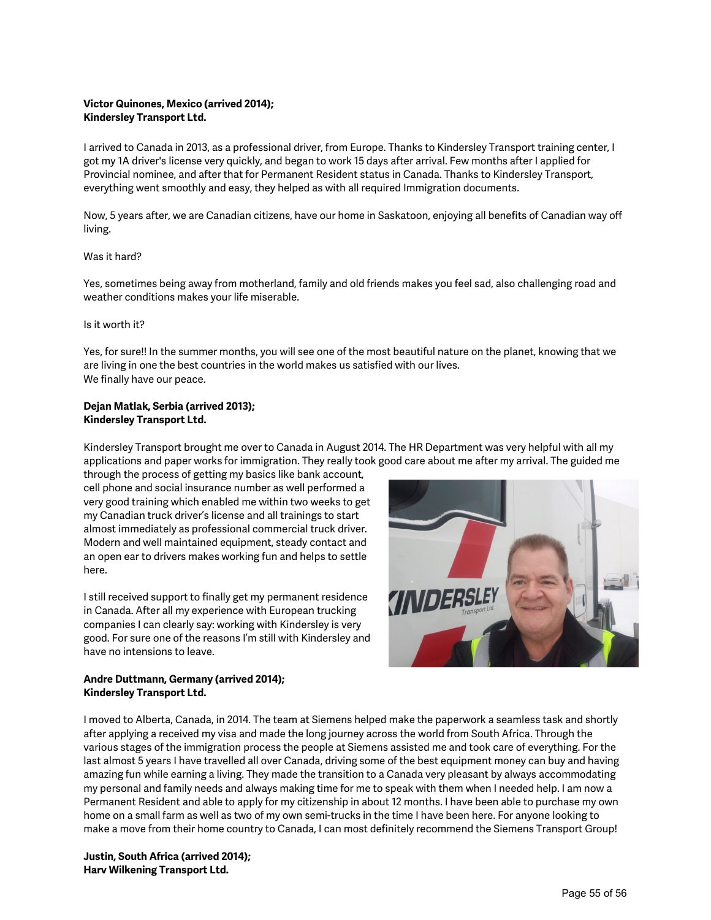**Victor Quinones, Mexico (arrived 2014); Kindersley Transport Ltd.**

I arrived to Canada in 2013, as a professional driver, from Europe. Thanks to Kindersley Transport training center, I got my 1A driver's license very quickly, and began to work 15 days after arrival. Few months after I applied for Provincial nominee, and after that for Permanent Resident status in Canada. Thanks to Kindersley Transport, everything went smoothly and easy, they helped as with all required Immigration documents.

Now, 5 years after, we are Canadian citizens, have our home in Saskatoon, enjoying all benefits of Canadian way off living.

Was it hard?

Yes, sometimes being away from motherland, family and old friends makes you feel sad, also challenging road and weather conditions makes your life miserable.

Is it worth it?

Yes, for sure!! In the summer months, you will see one of the most beautiful nature on the planet, knowing that we are living in one the best countries in the world makes us satisfied with our lives.
We finally have our peace.

**Dejan Matlak, Serbia (arrived 2013); Kindersley Transport Ltd.**

Kindersley Transport brought me over to Canada in August 2014. The HR Department was very helpful with all my applications and paper works for immigration. They really took good care about me after my arrival. The guided me through the process of getting my basics like bank account, cell phone and social insurance number as well performed a very good training which enabled me within two weeks to get my Canadian truck driver's license and all trainings to start almost immediately as professional commercial truck driver. Modern and well maintained equipment, steady contact and an open ear to drivers makes working fun and helps to settle here.

I still received support to finally get my permanent residence in Canada. After all my experience with European trucking companies I can clearly say: working with Kindersley is very good. For sure one of the reasons I'm still with Kindersley and have no intensions to leave.

**Andre Duttmann, Germany (arrived 2014); Kindersley Transport Ltd.**

I moved to Alberta, Canada, in 2014. The team at Siemens helped make the paperwork a seamless task and shortly after applying a received my visa and made the long journey across the world from South Africa. Through the various stages of the immigration process the people at Siemens assisted me and took care of everything. For the last almost 5 years I have travelled all over Canada, driving some of the best equipment money can buy and having amazing fun while earning a living. They made the transition to a Canada very pleasant by always accommodating my personal and family needs and always making time for me to speak with them when I needed help. I am now a Permanent Resident and able to apply for my citizenship in about 12 months. I have been able to purchase my own home on a small farm as well as two of my own semi-trucks in the time I have been here. For anyone looking to make a move from their home country to Canada, I can most definitely recommend the Siemens Transport Group!

**Justin, South Africa (arrived 2014); Harv Wilkening Transport Ltd.**